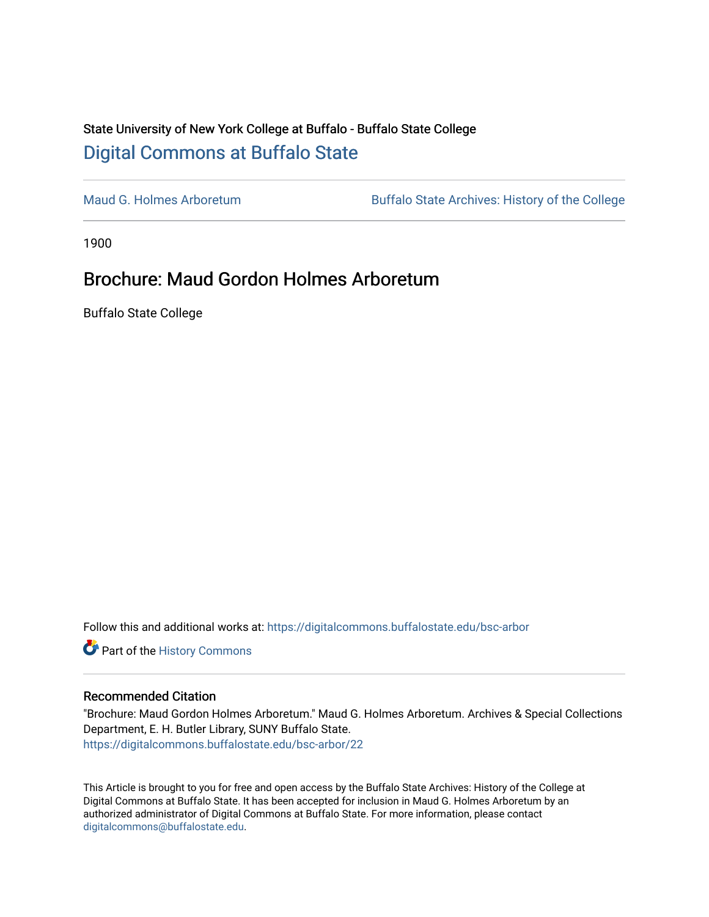State University of New York College at Buffalo - Buffalo State College

# Digital Commons at Buffalo State

Maud G. Holmes Arboretum | Buffalo State Archives: History of the College

1900

## Brochure: Maud Gordon Holmes Arboretum

Buffalo State College

Follow this and additional works at: https://digitalcommons.buffalostate.edu/bsc-arbor

Part of the History Commons

### Recommended Citation

"Brochure: Maud Gordon Holmes Arboretum." Maud G. Holmes Arboretum. Archives & Special Collections Department, E. H. Butler Library, SUNY Buffalo State.
https://digitalcommons.buffalostate.edu/bsc-arbor/22

This Article is brought to you for free and open access by the Buffalo State Archives: History of the College at Digital Commons at Buffalo State. It has been accepted for inclusion in Maud G. Holmes Arboretum by an authorized administrator of Digital Commons at Buffalo State. For more information, please contact digitalcommons@buffalostate.edu.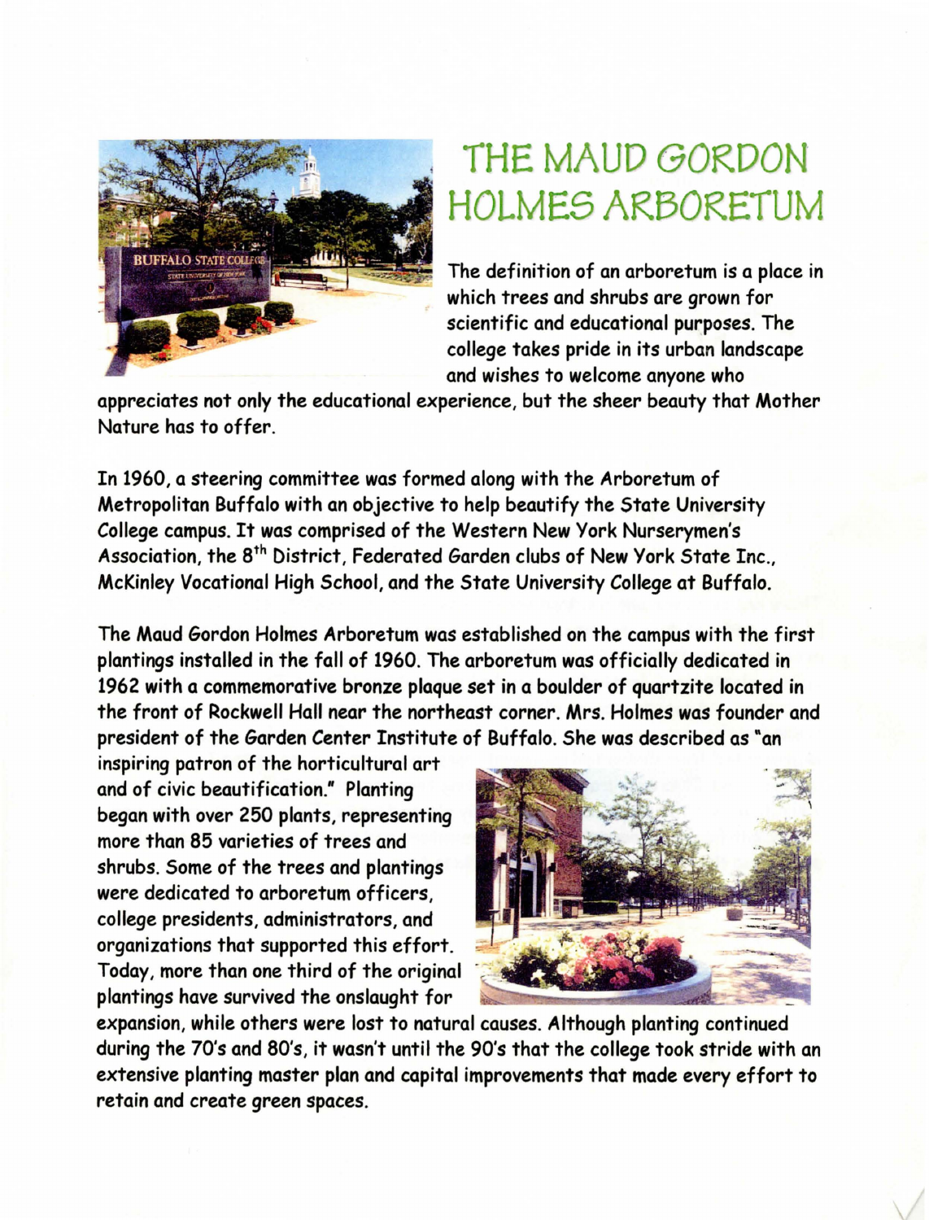# THE MAUD GORDON HOLMES ARBORETUM

The definition of an arboretum is a place in which trees and shrubs are grown for scientific and educational purposes. The college takes pride in its urban landscape and wishes to welcome anyone who appreciates not only the educational experience, but the sheer beauty that Mother Nature has to offer.

In 1960, a steering committee was formed along with the Arboretum of Metropolitan Buffalo with an objective to help beautify the State University College campus. It was comprised of the Western New York Nurserymen's Association, the 8th District, Federated Garden clubs of New York State Inc., McKinley Vocational High School, and the State University College at Buffalo.

The Maud Gordon Holmes Arboretum was established on the campus with the first plantings installed in the fall of 1960. The arboretum was officially dedicated in 1962 with a commemorative bronze plaque set in a boulder of quartzite located in the front of Rockwell Hall near the northeast corner. Mrs. Holmes was founder and president of the Garden Center Institute of Buffalo. She was described as "an inspiring patron of the horticultural art and of civic beautification." Planting began with over 250 plants, representing more than 85 varieties of trees and shrubs. Some of the trees and plantings were dedicated to arboretum officers, college presidents, administrators, and organizations that supported this effort. Today, more than one third of the original plantings have survived the onslaught for expansion, while others were lost to natural causes. Although planting continued during the 70's and 80's, it wasn't until the 90's that the college took stride with an extensive planting master plan and capital improvements that made every effort to retain and create green spaces.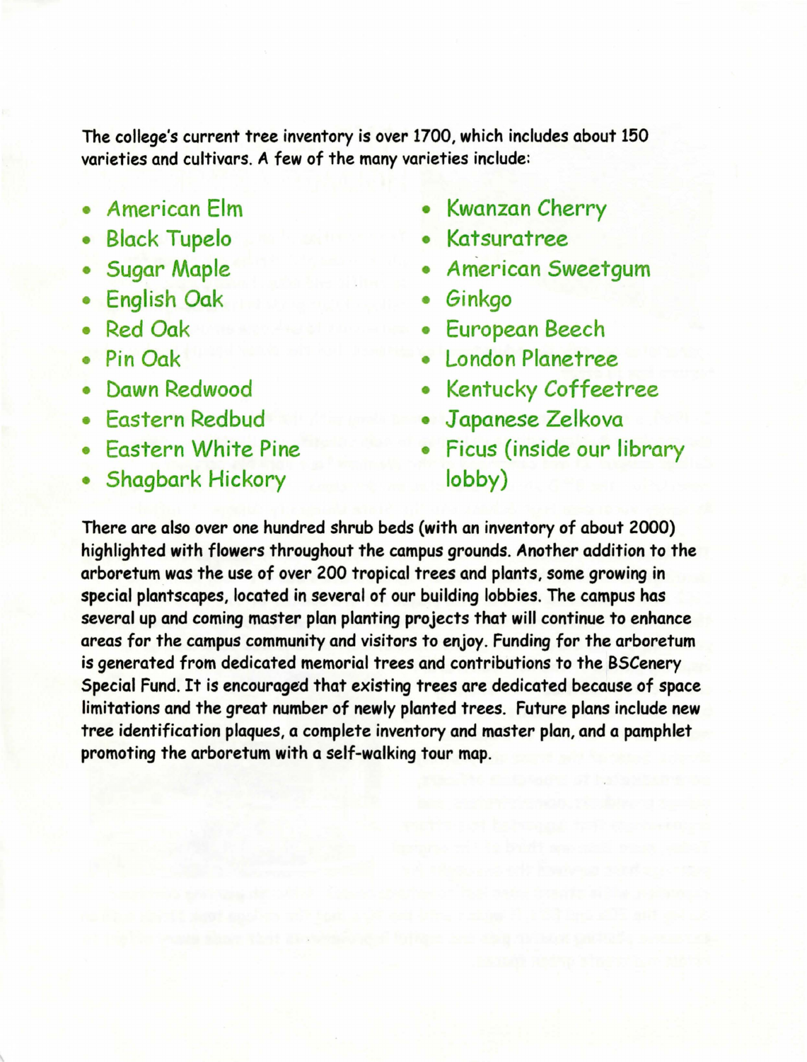The college's current tree inventory is over 1700, which includes about 150 varieties and cultivars. A few of the many varieties include:

- American Elm
- Black Tupelo
- Sugar Maple
- English Oak
- Red Oak
- Pin Oak
- Dawn Redwood
- Eastern Redbud
- Eastern White Pine
- Shagbark Hickory
- Kwanzan Cherry
- Katsuratree
- American Sweetgum
- Ginkgo
- European Beech
- London Planetree
- Kentucky Coffeetree
- Japanese Zelkova
- Ficus (inside our library lobby)

There are also over one hundred shrub beds (with an inventory of about 2000) highlighted with flowers throughout the campus grounds. Another addition to the arboretum was the use of over 200 tropical trees and plants, some growing in special plantscapes, located in several of our building lobbies. The campus has several up and coming master plan planting projects that will continue to enhance areas for the campus community and visitors to enjoy. Funding for the arboretum is generated from dedicated memorial trees and contributions to the BScenery Special Fund. It is encouraged that existing trees are dedicated because of space limitations and the great number of newly planted trees. Future plans include new tree identification plaques, a complete inventory and master plan, and a pamphlet promoting the arboretum with a self-walking tour map.